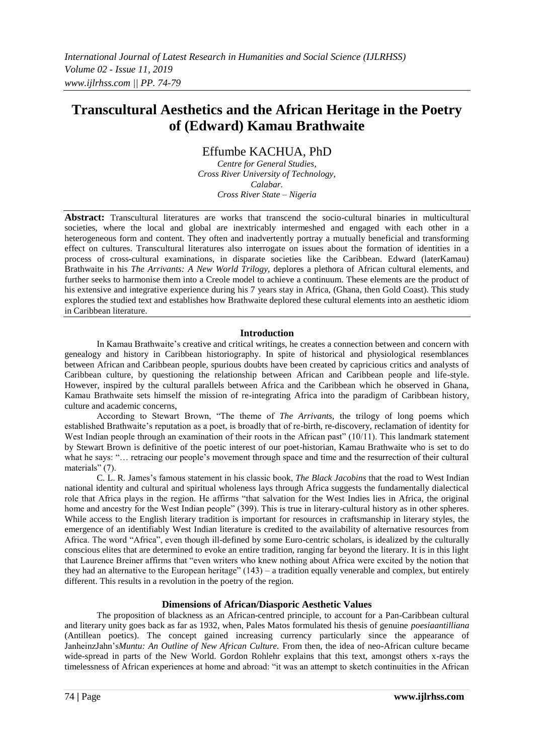# Transcultural Aesthetics and the African Heritage in the Poetry of (Edward) Kamau Brathwaite

Effumbe KACHUA, PhD

*Centre for General Studies,*
*Cross River University of Technology,*
*Calabar.*
*Cross River State – Nigeria*

**Abstract:** Transcultural literatures are works that transcend the socio-cultural binaries in multicultural societies, where the local and global are inextricably intermeshed and engaged with each other in a heterogeneous form and content. They often and inadvertently portray a mutually beneficial and transforming effect on cultures. Transcultural literatures also interrogate on issues about the formation of identities in a process of cross-cultural examinations, in disparate societies like the Caribbean. Edward (laterKamau) Brathwaite in his *The Arrivants: A New World Trilogy,* deplores a plethora of African cultural elements, and further seeks to harmonise them into a Creole model to achieve a continuum. These elements are the product of his extensive and integrative experience during his 7 years stay in Africa, (Ghana, then Gold Coast). This study explores the studied text and establishes how Brathwaite deplored these cultural elements into an aesthetic idiom in Caribbean literature.

## Introduction

In Kamau Brathwaite's creative and critical writings, he creates a connection between and concern with genealogy and history in Caribbean historiography. In spite of historical and physiological resemblances between African and Caribbean people, spurious doubts have been created by capricious critics and analysts of Caribbean culture, by questioning the relationship between African and Caribbean people and life-style. However, inspired by the cultural parallels between Africa and the Caribbean which he observed in Ghana, Kamau Brathwaite sets himself the mission of re-integrating Africa into the paradigm of Caribbean history, culture and academic concerns,

According to Stewart Brown, "The theme of *The Arrivants,* the trilogy of long poems which established Brathwaite's reputation as a poet, is broadly that of re-birth, re-discovery, reclamation of identity for West Indian people through an examination of their roots in the African past" (10/11). This landmark statement by Stewart Brown is definitive of the poetic interest of our poet-historian, Kamau Brathwaite who is set to do what he says: "… retracing our people's movement through space and time and the resurrection of their cultural materials" (7).

C. L. R. James's famous statement in his classic book, *The Black Jacobins* that the road to West Indian national identity and cultural and spiritual wholeness lays through Africa suggests the fundamentally dialectical role that Africa plays in the region. He affirms "that salvation for the West Indies lies in Africa, the original home and ancestry for the West Indian people" (399). This is true in literary-cultural history as in other spheres. While access to the English literary tradition is important for resources in craftsmanship in literary styles, the emergence of an identifiably West Indian literature is credited to the availability of alternative resources from Africa. The word "Africa", even though ill-defined by some Euro-centric scholars, is idealized by the culturally conscious elites that are determined to evoke an entire tradition, ranging far beyond the literary. It is in this light that Laurence Breiner affirms that "even writers who knew nothing about Africa were excited by the notion that they had an alternative to the European heritage" (143) – a tradition equally venerable and complex, but entirely different. This results in a revolution in the poetry of the region.

## Dimensions of African/Diasporic Aesthetic Values

The proposition of blackness as an African-centred principle, to account for a Pan-Caribbean cultural and literary unity goes back as far as 1932, when, Pales Matos formulated his thesis of genuine *poesiaantilliana* (Antillean poetics). The concept gained increasing currency particularly since the appearance of JanheinzJahn's*Muntu: An Outline of New African Culture.* From then, the idea of neo-African culture became wide-spread in parts of the New World. Gordon Rohlehr explains that this text, amongst others x-rays the timelessness of African experiences at home and abroad: "it was an attempt to sketch continuities in the African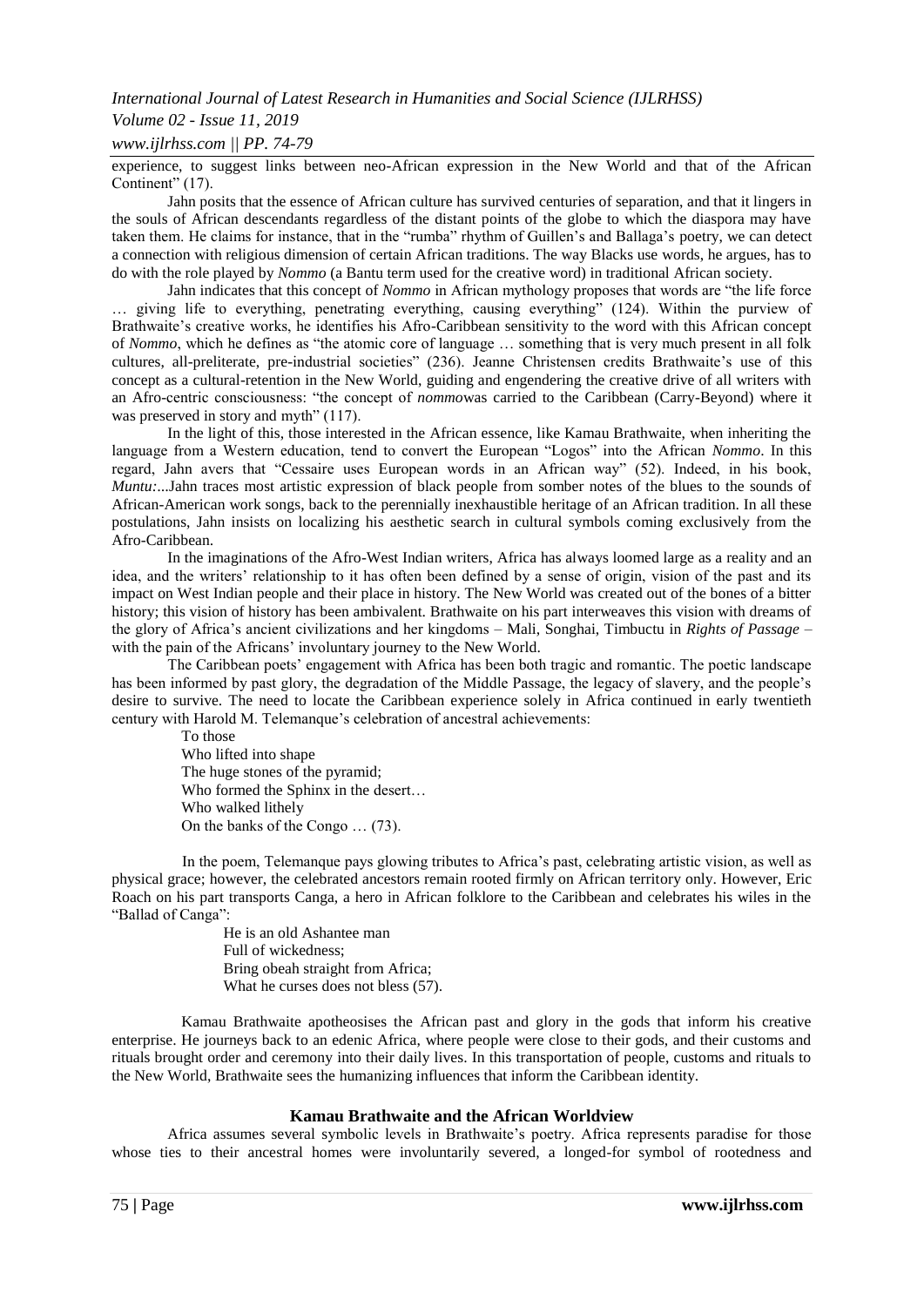experience, to suggest links between neo-African expression in the New World and that of the African Continent" (17).

Jahn posits that the essence of African culture has survived centuries of separation, and that it lingers in the souls of African descendants regardless of the distant points of the globe to which the diaspora may have taken them. He claims for instance, that in the "rumba" rhythm of Guillen's and Ballaga's poetry, we can detect a connection with religious dimension of certain African traditions. The way Blacks use words, he argues, has to do with the role played by *Nommo* (a Bantu term used for the creative word) in traditional African society.

Jahn indicates that this concept of *Nommo* in African mythology proposes that words are "the life force … giving life to everything, penetrating everything, causing everything" (124). Within the purview of Brathwaite's creative works, he identifies his Afro-Caribbean sensitivity to the word with this African concept of *Nommo*, which he defines as "the atomic core of language … something that is very much present in all folk cultures, all-preliterate, pre-industrial societies" (236). Jeanne Christensen credits Brathwaite's use of this concept as a cultural-retention in the New World, guiding and engendering the creative drive of all writers with an Afro-centric consciousness: "the concept of *nommo*was carried to the Caribbean (Carry-Beyond) where it was preserved in story and myth" (117).

In the light of this, those interested in the African essence, like Kamau Brathwaite, when inheriting the language from a Western education, tend to convert the European "Logos" into the African *Nommo*. In this regard, Jahn avers that "Cessaire uses European words in an African way" (52). Indeed, in his book, *Muntu:*...Jahn traces most artistic expression of black people from somber notes of the blues to the sounds of African-American work songs, back to the perennially inexhaustible heritage of an African tradition. In all these postulations, Jahn insists on localizing his aesthetic search in cultural symbols coming exclusively from the Afro-Caribbean.

In the imaginations of the Afro-West Indian writers, Africa has always loomed large as a reality and an idea, and the writers' relationship to it has often been defined by a sense of origin, vision of the past and its impact on West Indian people and their place in history. The New World was created out of the bones of a bitter history; this vision of history has been ambivalent. Brathwaite on his part interweaves this vision with dreams of the glory of Africa's ancient civilizations and her kingdoms – Mali, Songhai, Timbuctu in *Rights of Passage* – with the pain of the Africans' involuntary journey to the New World.

The Caribbean poets' engagement with Africa has been both tragic and romantic. The poetic landscape has been informed by past glory, the degradation of the Middle Passage, the legacy of slavery, and the people's desire to survive. The need to locate the Caribbean experience solely in Africa continued in early twentieth century with Harold M. Telemanque's celebration of ancestral achievements:

> To those
> Who lifted into shape
> The huge stones of the pyramid;
> Who formed the Sphinx in the desert…
> Who walked lithely
> On the banks of the Congo … (73).

In the poem, Telemanque pays glowing tributes to Africa's past, celebrating artistic vision, as well as physical grace; however, the celebrated ancestors remain rooted firmly on African territory only. However, Eric Roach on his part transports Canga, a hero in African folklore to the Caribbean and celebrates his wiles in the "Ballad of Canga":

> He is an old Ashantee man
> Full of wickedness;
> Bring obeah straight from Africa;
> What he curses does not bless (57).

Kamau Brathwaite apotheosises the African past and glory in the gods that inform his creative enterprise. He journeys back to an edenic Africa, where people were close to their gods, and their customs and rituals brought order and ceremony into their daily lives. In this transportation of people, customs and rituals to the New World, Brathwaite sees the humanizing influences that inform the Caribbean identity.

## Kamau Brathwaite and the African Worldview

Africa assumes several symbolic levels in Brathwaite's poetry. Africa represents paradise for those whose ties to their ancestral homes were involuntarily severed, a longed-for symbol of rootedness and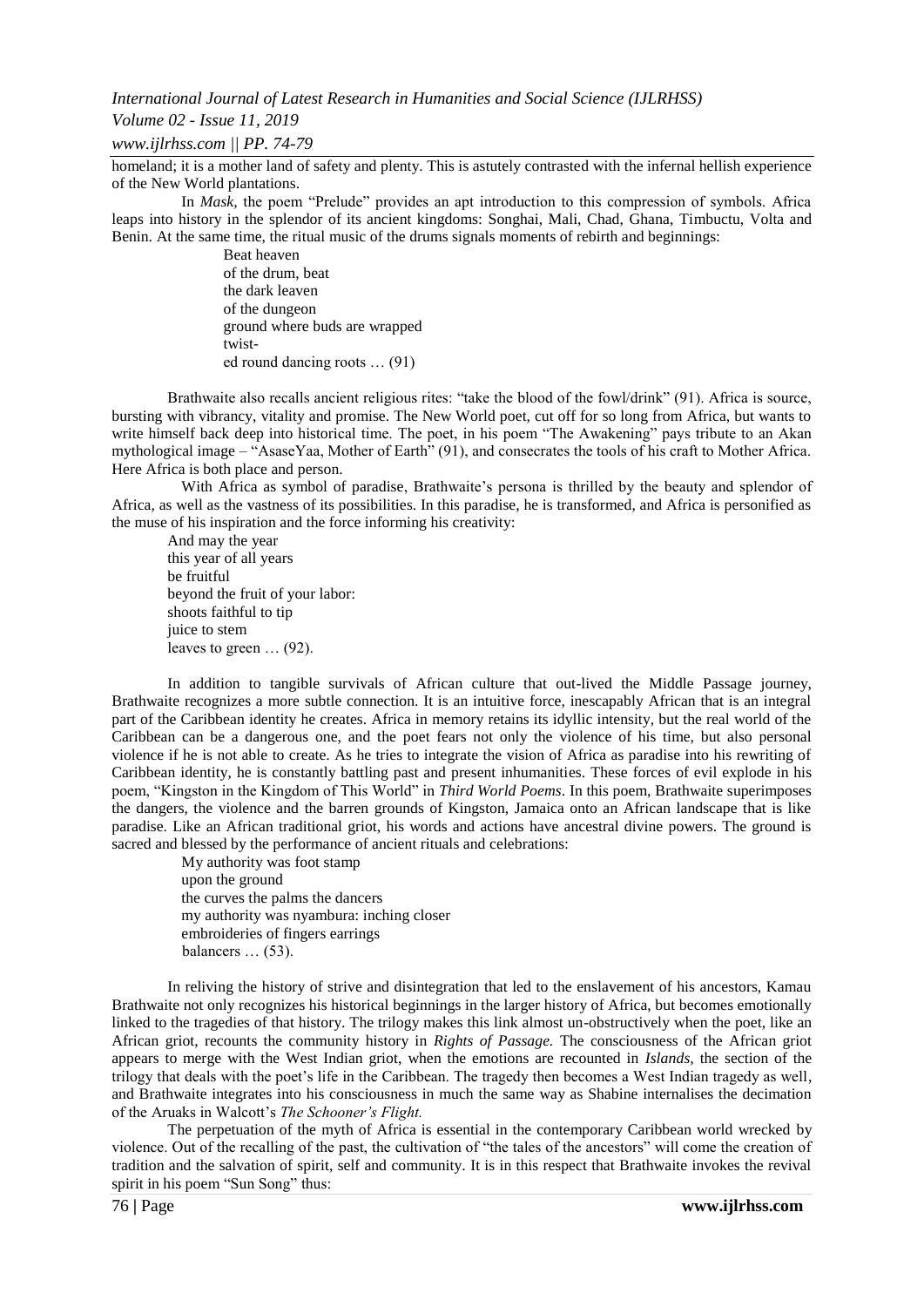homeland; it is a mother land of safety and plenty. This is astutely contrasted with the infernal hellish experience of the New World plantations.

In *Mask*, the poem "Prelude" provides an apt introduction to this compression of symbols. Africa leaps into history in the splendor of its ancient kingdoms: Songhai, Mali, Chad, Ghana, Timbuctu, Volta and Benin. At the same time, the ritual music of the drums signals moments of rebirth and beginnings:

> Beat heaven
> of the drum, beat
> the dark leaven
> of the dungeon
> ground where buds are wrapped
> twist-
> ed round dancing roots … (91)

Brathwaite also recalls ancient religious rites: "take the blood of the fowl/drink" (91). Africa is source, bursting with vibrancy, vitality and promise. The New World poet, cut off for so long from Africa, but wants to write himself back deep into historical time. The poet, in his poem "The Awakening" pays tribute to an Akan mythological image – "AsaseYaa, Mother of Earth" (91), and consecrates the tools of his craft to Mother Africa. Here Africa is both place and person.

With Africa as symbol of paradise, Brathwaite's persona is thrilled by the beauty and splendor of Africa, as well as the vastness of its possibilities. In this paradise, he is transformed, and Africa is personified as the muse of his inspiration and the force informing his creativity:

> And may the year
> this year of all years
> be fruitful
> beyond the fruit of your labor:
> shoots faithful to tip
> juice to stem
> leaves to green … (92).

In addition to tangible survivals of African culture that out-lived the Middle Passage journey, Brathwaite recognizes a more subtle connection. It is an intuitive force, inescapably African that is an integral part of the Caribbean identity he creates. Africa in memory retains its idyllic intensity, but the real world of the Caribbean can be a dangerous one, and the poet fears not only the violence of his time, but also personal violence if he is not able to create. As he tries to integrate the vision of Africa as paradise into his rewriting of Caribbean identity, he is constantly battling past and present inhumanities. These forces of evil explode in his poem, "Kingston in the Kingdom of This World" in *Third World Poems*. In this poem, Brathwaite superimposes the dangers, the violence and the barren grounds of Kingston, Jamaica onto an African landscape that is like paradise. Like an African traditional griot, his words and actions have ancestral divine powers. The ground is sacred and blessed by the performance of ancient rituals and celebrations:

> My authority was foot stamp
> upon the ground
> the curves the palms the dancers
> my authority was nyambura: inching closer
> embroideries of fingers earrings
> balancers … (53).

In reliving the history of strive and disintegration that led to the enslavement of his ancestors, Kamau Brathwaite not only recognizes his historical beginnings in the larger history of Africa, but becomes emotionally linked to the tragedies of that history. The trilogy makes this link almost un-obstructively when the poet, like an African griot, recounts the community history in *Rights of Passage.* The consciousness of the African griot appears to merge with the West Indian griot, when the emotions are recounted in *Islands*, the section of the trilogy that deals with the poet's life in the Caribbean. The tragedy then becomes a West Indian tragedy as well, and Brathwaite integrates into his consciousness in much the same way as Shabine internalises the decimation of the Aruaks in Walcott's *The Schooner's Flight.*

The perpetuation of the myth of Africa is essential in the contemporary Caribbean world wrecked by violence. Out of the recalling of the past, the cultivation of "the tales of the ancestors" will come the creation of tradition and the salvation of spirit, self and community. It is in this respect that Brathwaite invokes the revival spirit in his poem "Sun Song" thus: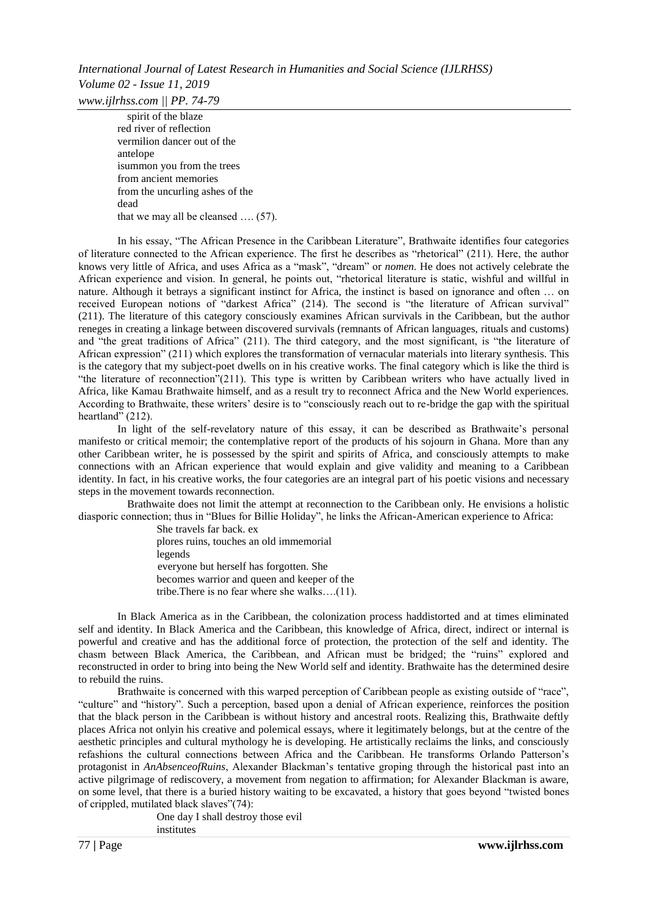spirit of the blaze
red river of reflection
vermilion dancer out of the
antelope
isummon you from the trees
from ancient memories
from the uncurling ashes of the
dead
that we may all be cleansed …. (57).

In his essay, "The African Presence in the Caribbean Literature", Brathwaite identifies four categories of literature connected to the African experience. The first he describes as "rhetorical" (211). Here, the author knows very little of Africa, and uses Africa as a "mask", "dream" or *nomen.* He does not actively celebrate the African experience and vision. In general, he points out, "rhetorical literature is static, wishful and willful in nature. Although it betrays a significant instinct for Africa, the instinct is based on ignorance and often … on received European notions of "darkest Africa" (214). The second is "the literature of African survival" (211). The literature of this category consciously examines African survivals in the Caribbean, but the author reneges in creating a linkage between discovered survivals (remnants of African languages, rituals and customs) and "the great traditions of Africa" (211). The third category, and the most significant, is "the literature of African expression" (211) which explores the transformation of vernacular materials into literary synthesis. This is the category that my subject-poet dwells on in his creative works. The final category which is like the third is "the literature of reconnection"(211). This type is written by Caribbean writers who have actually lived in Africa, like Kamau Brathwaite himself, and as a result try to reconnect Africa and the New World experiences. According to Brathwaite, these writers' desire is to "consciously reach out to re-bridge the gap with the spiritual heartland" (212).

In light of the self-revelatory nature of this essay, it can be described as Brathwaite's personal manifesto or critical memoir; the contemplative report of the products of his sojourn in Ghana. More than any other Caribbean writer, he is possessed by the spirit and spirits of Africa, and consciously attempts to make connections with an African experience that would explain and give validity and meaning to a Caribbean identity. In fact, in his creative works, the four categories are an integral part of his poetic visions and necessary steps in the movement towards reconnection.

Brathwaite does not limit the attempt at reconnection to the Caribbean only. He envisions a holistic diasporic connection; thus in "Blues for Billie Holiday", he links the African-American experience to Africa:

She travels far back. ex
plores ruins, touches an old immemorial
legends
everyone but herself has forgotten. She
becomes warrior and queen and keeper of the
tribe.There is no fear where she walks….(11).

In Black America as in the Caribbean, the colonization process haddistorted and at times eliminated self and identity. In Black America and the Caribbean, this knowledge of Africa, direct, indirect or internal is powerful and creative and has the additional force of protection, the protection of the self and identity. The chasm between Black America, the Caribbean, and African must be bridged; the "ruins" explored and reconstructed in order to bring into being the New World self and identity. Brathwaite has the determined desire to rebuild the ruins.

Brathwaite is concerned with this warped perception of Caribbean people as existing outside of "race", "culture" and "history". Such a perception, based upon a denial of African experience, reinforces the position that the black person in the Caribbean is without history and ancestral roots. Realizing this, Brathwaite deftly places Africa not onlyin his creative and polemical essays, where it legitimately belongs, but at the centre of the aesthetic principles and cultural mythology he is developing. He artistically reclaims the links, and consciously refashions the cultural connections between Africa and the Caribbean. He transforms Orlando Patterson's protagonist in *AnAbsenceofRuins*, Alexander Blackman's tentative groping through the historical past into an active pilgrimage of rediscovery, a movement from negation to affirmation; for Alexander Blackman is aware, on some level, that there is a buried history waiting to be excavated, a history that goes beyond "twisted bones of crippled, mutilated black slaves"(74):

One day I shall destroy those evil
institutes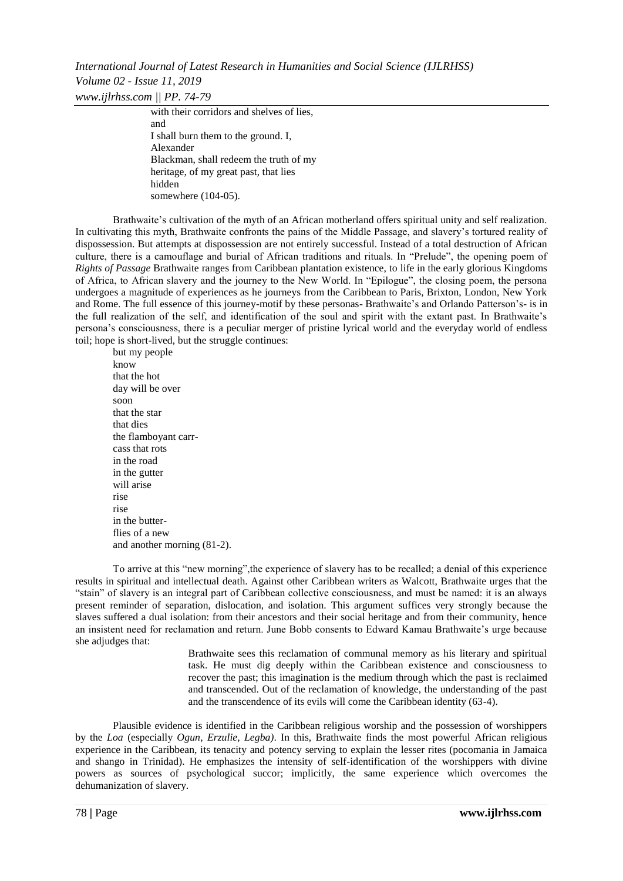with their corridors and shelves of lies,  
and  
I shall burn them to the ground. I,  
Alexander  
Blackman, shall redeem the truth of my  
heritage, of my great past, that lies  
hidden  
somewhere (104-05).

Brathwaite's cultivation of the myth of an African motherland offers spiritual unity and self realization. In cultivating this myth, Brathwaite confronts the pains of the Middle Passage, and slavery's tortured reality of dispossession. But attempts at dispossession are not entirely successful. Instead of a total destruction of African culture, there is a camouflage and burial of African traditions and rituals. In "Prelude", the opening poem of *Rights of Passage* Brathwaite ranges from Caribbean plantation existence, to life in the early glorious Kingdoms of Africa, to African slavery and the journey to the New World. In "Epilogue", the closing poem, the persona undergoes a magnitude of experiences as he journeys from the Caribbean to Paris, Brixton, London, New York and Rome. The full essence of this journey-motif by these personas- Brathwaite's and Orlando Patterson's- is in the full realization of the self, and identification of the soul and spirit with the extant past. In Brathwaite's persona's consciousness, there is a peculiar merger of pristine lyrical world and the everyday world of endless toil; hope is short-lived, but the struggle continues:

but my people  
know  
that the hot  
day will be over  
soon  
that the star  
that dies  
the flamboyant carr-  
cass that rots  
in the road  
in the gutter  
will arise  
rise  
rise  
in the butter-  
flies of a new  
and another morning (81-2).

To arrive at this "new morning",the experience of slavery has to be recalled; a denial of this experience results in spiritual and intellectual death. Against other Caribbean writers as Walcott, Brathwaite urges that the "stain" of slavery is an integral part of Caribbean collective consciousness, and must be named: it is an always present reminder of separation, dislocation, and isolation. This argument suffices very strongly because the slaves suffered a dual isolation: from their ancestors and their social heritage and from their community, hence an insistent need for reclamation and return. June Bobb consents to Edward Kamau Brathwaite's urge because she adjudges that:

> Brathwaite sees this reclamation of communal memory as his literary and spiritual task. He must dig deeply within the Caribbean existence and consciousness to recover the past; this imagination is the medium through which the past is reclaimed and transcended. Out of the reclamation of knowledge, the understanding of the past and the transcendence of its evils will come the Caribbean identity (63-4).

Plausible evidence is identified in the Caribbean religious worship and the possession of worshippers by the *Loa* (especially *Ogun*, *Erzulie, Legba)*. In this, Brathwaite finds the most powerful African religious experience in the Caribbean, its tenacity and potency serving to explain the lesser rites (pocomania in Jamaica and shango in Trinidad). He emphasizes the intensity of self-identification of the worshippers with divine powers as sources of psychological succor; implicitly, the same experience which overcomes the dehumanization of slavery.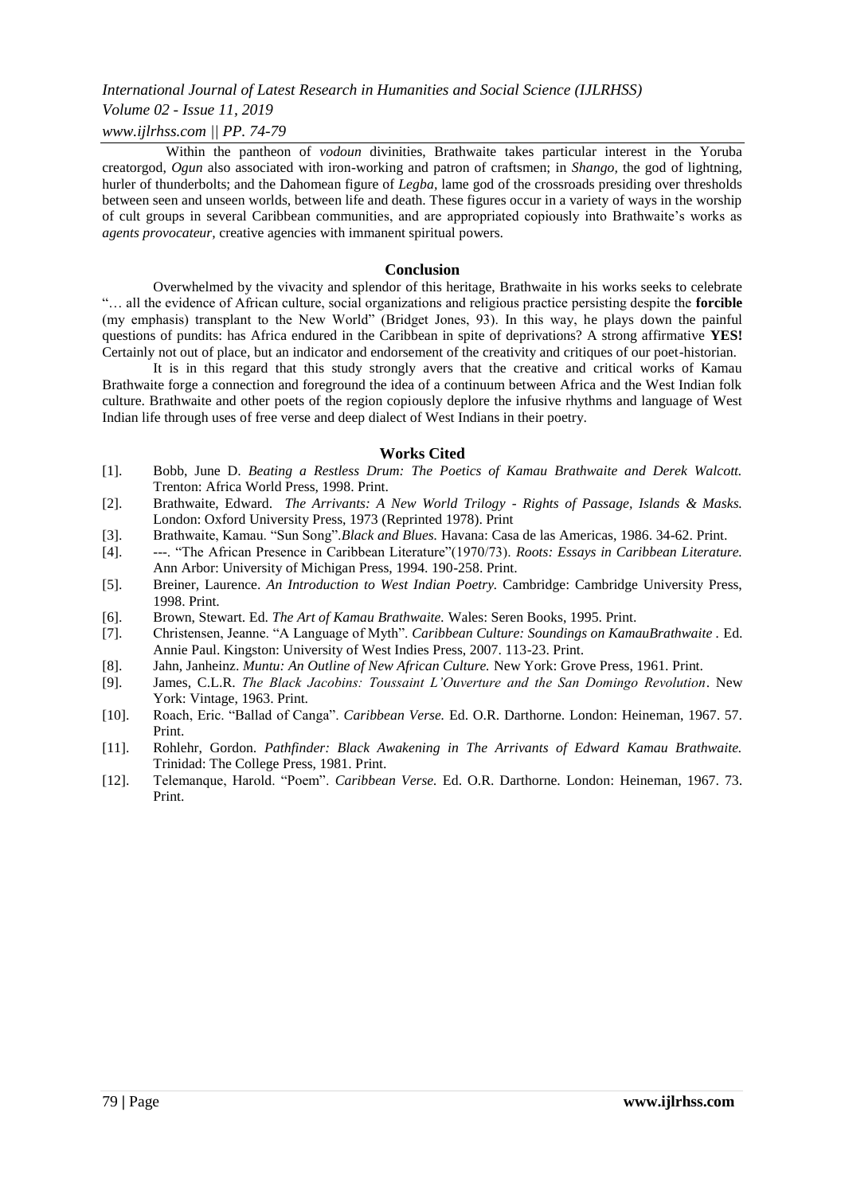Within the pantheon of *vodoun* divinities, Brathwaite takes particular interest in the Yoruba creatorgod, *Ogun* also associated with iron-working and patron of craftsmen; in *Shango,* the god of lightning, hurler of thunderbolts; and the Dahomean figure of *Legba,* lame god of the crossroads presiding over thresholds between seen and unseen worlds, between life and death. These figures occur in a variety of ways in the worship of cult groups in several Caribbean communities, and are appropriated copiously into Brathwaite's works as *agents provocateur*, creative agencies with immanent spiritual powers.

## Conclusion

Overwhelmed by the vivacity and splendor of this heritage, Brathwaite in his works seeks to celebrate "… all the evidence of African culture, social organizations and religious practice persisting despite the **forcible** (my emphasis) transplant to the New World" (Bridget Jones, 93). In this way, he plays down the painful questions of pundits: has Africa endured in the Caribbean in spite of deprivations? A strong affirmative **YES!** Certainly not out of place, but an indicator and endorsement of the creativity and critiques of our poet-historian.

It is in this regard that this study strongly avers that the creative and critical works of Kamau Brathwaite forge a connection and foreground the idea of a continuum between Africa and the West Indian folk culture. Brathwaite and other poets of the region copiously deplore the infusive rhythms and language of West Indian life through uses of free verse and deep dialect of West Indians in their poetry.

## Works Cited

[1]. Bobb, June D. *Beating a Restless Drum: The Poetics of Kamau Brathwaite and Derek Walcott.* Trenton: Africa World Press, 1998. Print.

[2]. Brathwaite, Edward. *The Arrivants: A New World Trilogy - Rights of Passage, Islands & Masks.* London: Oxford University Press, 1973 (Reprinted 1978). Print

[3]. Brathwaite, Kamau. "Sun Song".*Black and Blues.* Havana: Casa de las Americas, 1986. 34-62. Print.

[4]. ---. "The African Presence in Caribbean Literature"(1970/73). *Roots: Essays in Caribbean Literature.* Ann Arbor: University of Michigan Press, 1994. 190-258. Print.

[5]. Breiner, Laurence. *An Introduction to West Indian Poetry.* Cambridge: Cambridge University Press, 1998. Print.

[6]. Brown, Stewart. Ed. *The Art of Kamau Brathwaite.* Wales: Seren Books, 1995. Print.

[7]. Christensen, Jeanne. "A Language of Myth". *Caribbean Culture: Soundings on KamauBrathwaite .* Ed. Annie Paul. Kingston: University of West Indies Press, 2007. 113-23. Print.

[8]. Jahn, Janheinz. *Muntu: An Outline of New African Culture.* New York: Grove Press, 1961. Print.

[9]. James, C.L.R. *The Black Jacobins: Toussaint L'Ouverture and the San Domingo Revolution*. New York: Vintage, 1963. Print.

[10]. Roach, Eric. "Ballad of Canga". *Caribbean Verse.* Ed. O.R. Darthorne. London: Heineman, 1967. 57. Print.

[11]. Rohlehr, Gordon. *Pathfinder: Black Awakening in The Arrivants of Edward Kamau Brathwaite.* Trinidad: The College Press, 1981. Print.

[12]. Telemanque, Harold. "Poem". *Caribbean Verse.* Ed. O.R. Darthorne. London: Heineman, 1967. 73. Print.